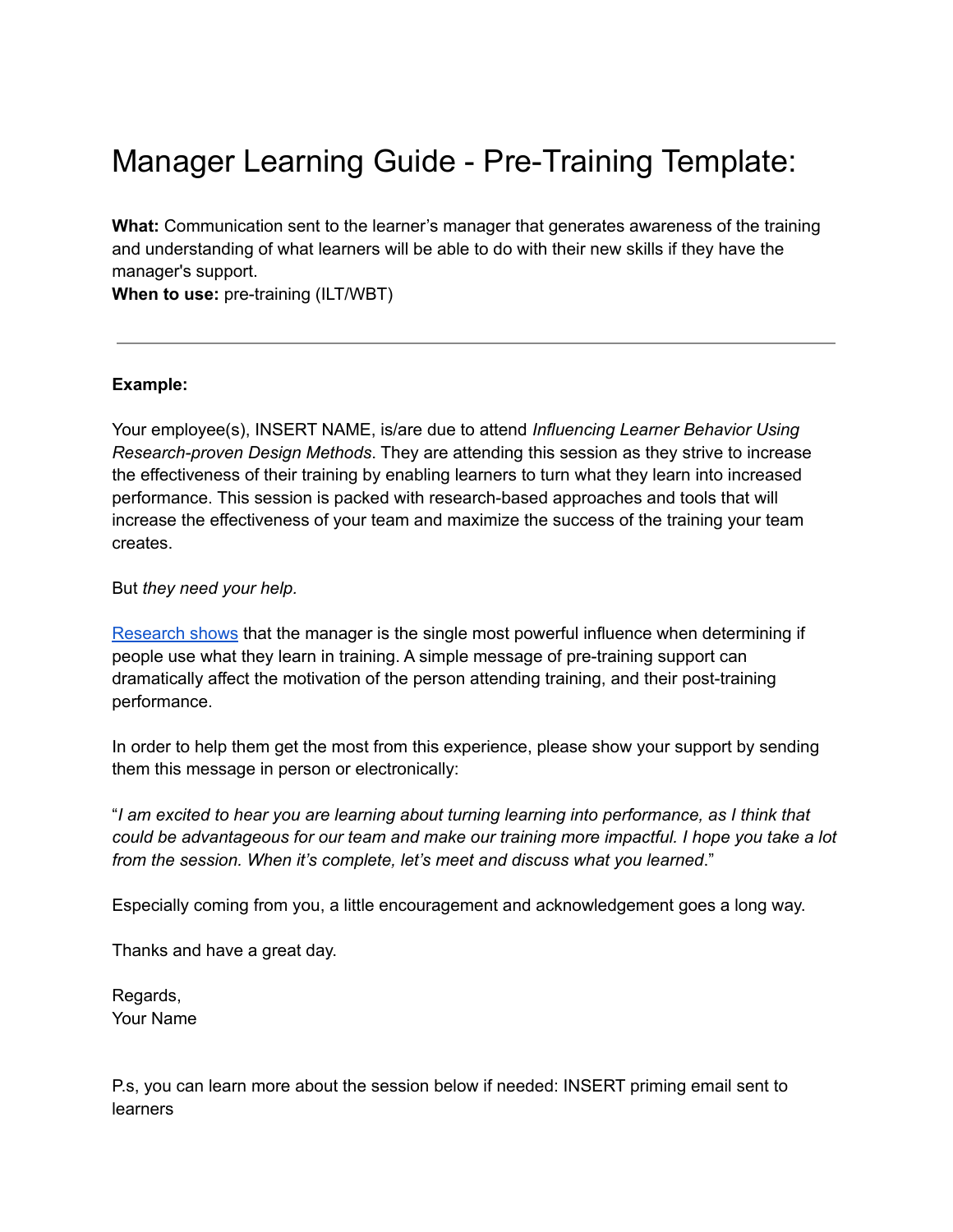# Manager Learning Guide - Pre-Training Template:

**What:** Communication sent to the learner's manager that generates awareness of the training and understanding of what learners will be able to do with their new skills if they have the manager's support.
**When to use:** pre-training (ILT/WBT)

---

**Example:**

Your employee(s), INSERT NAME, is/are due to attend *Influencing Learner Behavior Using Research-proven Design Methods*. They are attending this session as they strive to increase the effectiveness of their training by enabling learners to turn what they learn into increased performance. This session is packed with research-based approaches and tools that will increase the effectiveness of your team and maximize the success of the training your team creates.

But *they need your help.*

Research shows that the manager is the single most powerful influence when determining if people use what they learn in training. A simple message of pre-training support can dramatically affect the motivation of the person attending training, and their post-training performance.

In order to help them get the most from this experience, please show your support by sending them this message in person or electronically:

"*I am excited to hear you are learning about turning learning into performance, as I think that could be advantageous for our team and make our training more impactful. I hope you take a lot from the session. When it's complete, let's meet and discuss what you learned*."

Especially coming from you, a little encouragement and acknowledgement goes a long way.

Thanks and have a great day.

Regards,
Your Name

P.s, you can learn more about the session below if needed: INSERT priming email sent to learners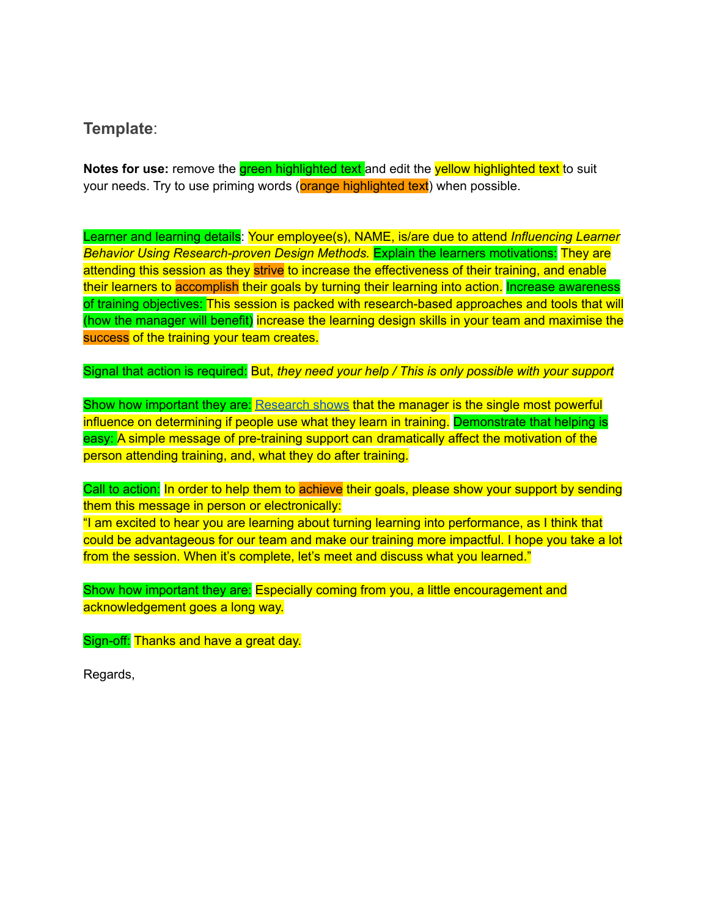## Template:

**Notes for use:** remove the green highlighted text and edit the yellow highlighted text to suit your needs. Try to use priming words (orange highlighted text) when possible.

Learner and learning details: Your employee(s), NAME, is/are due to attend *Influencing Learner Behavior Using Research-proven Design Methods.* Explain the learners motivations: They are attending this session as they strive to increase the effectiveness of their training, and enable their learners to accomplish their goals by turning their learning into action. Increase awareness of training objectives: This session is packed with research-based approaches and tools that will (how the manager will benefit) increase the learning design skills in your team and maximise the success of the training your team creates.

Signal that action is required: But, *they need your help / This is only possible with your support*

Show how important they are: Research shows that the manager is the single most powerful influence on determining if people use what they learn in training. Demonstrate that helping is easy: A simple message of pre-training support can dramatically affect the motivation of the person attending training, and, what they do after training.

Call to action: In order to help them to achieve their goals, please show your support by sending them this message in person or electronically:
"I am excited to hear you are learning about turning learning into performance, as I think that could be advantageous for our team and make our training more impactful. I hope you take a lot from the session. When it's complete, let's meet and discuss what you learned."

Show how important they are: Especially coming from you, a little encouragement and acknowledgement goes a long way.

Sign-off: Thanks and have a great day.

Regards,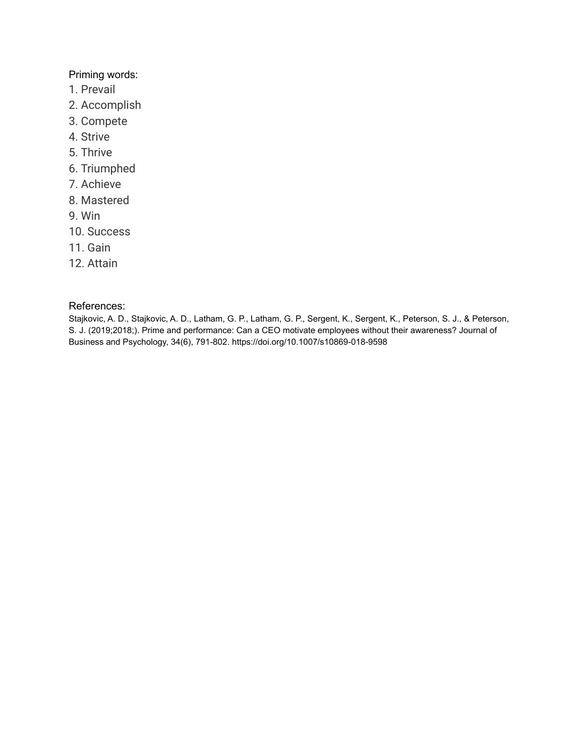Priming words:

1. Prevail
2. Accomplish
3. Compete
4. Strive
5. Thrive
6. Triumphed
7. Achieve
8. Mastered
9. Win
10. Success
11. Gain
12. Attain

References:

Stajkovic, A. D., Stajkovic, A. D., Latham, G. P., Latham, G. P., Sergent, K., Sergent, K., Peterson, S. J., & Peterson, S. J. (2019;2018;). Prime and performance: Can a CEO motivate employees without their awareness? Journal of Business and Psychology, 34(6), 791-802. https://doi.org/10.1007/s10869-018-9598